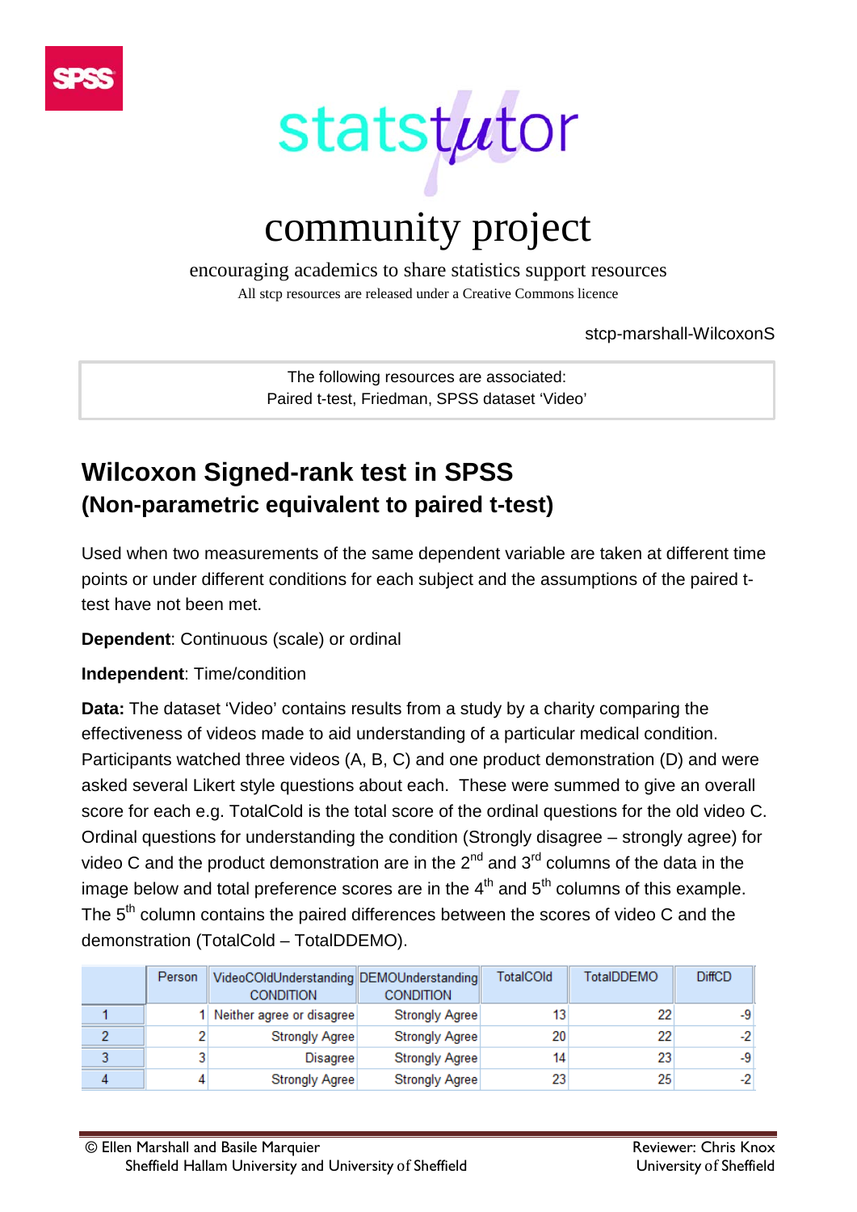statstutor

# community project

encouraging academics to share statistics support resources

All stcp resources are released under a Creative Commons licence

stcp-marshall-WilcoxonS

The following resources are associated:
Paired t-test, Friedman, SPSS dataset 'Video'

## Wilcoxon Signed-rank test in SPSS
### (Non-parametric equivalent to paired t-test)

Used when two measurements of the same dependent variable are taken at different time points or under different conditions for each subject and the assumptions of the paired t-test have not been met.

**Dependent**: Continuous (scale) or ordinal

**Independent**: Time/condition

**Data:** The dataset 'Video' contains results from a study by a charity comparing the effectiveness of videos made to aid understanding of a particular medical condition. Participants watched three videos (A, B, C) and one product demonstration (D) and were asked several Likert style questions about each. These were summed to give an overall score for each e.g. TotalCold is the total score of the ordinal questions for the old video C. Ordinal questions for understanding the condition (Strongly disagree – strongly agree) for video C and the product demonstration are in the 2nd and 3rd columns of the data in the image below and total preference scores are in the 4th and 5th columns of this example. The 5th column contains the paired differences between the scores of video C and the demonstration (TotalCold – TotalDDEMO).

| | Person | VideoCOldUnderstanding CONDITION | DEMOUnderstanding CONDITION | TotalCOld | TotalDDEMO | DiffCD |
|---|---|---|---|---|---|---|
| 1 | 1 | Neither agree or disagree | Strongly Agree | 13 | 22 | -9 |
| 2 | 2 | Strongly Agree | Strongly Agree | 20 | 22 | -2 |
| 3 | 3 | Disagree | Strongly Agree | 14 | 23 | -9 |
| 4 | 4 | Strongly Agree | Strongly Agree | 23 | 25 | -2 |

© Ellen Marshall and Basile Marquier
Sheffield Hallam University and University of Sheffield

Reviewer: Chris Knox
University of Sheffield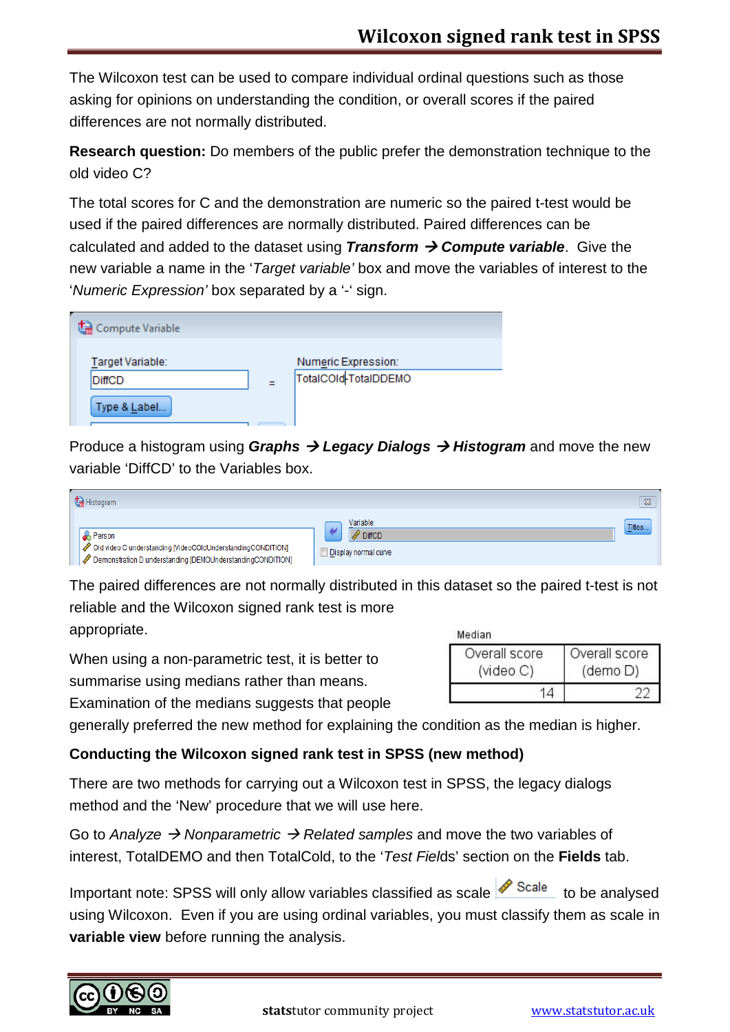The Wilcoxon test can be used to compare individual ordinal questions such as those asking for opinions on understanding the condition, or overall scores if the paired differences are not normally distributed.

**Research question:** Do members of the public prefer the demonstration technique to the old video C?

The total scores for C and the demonstration are numeric so the paired t-test would be used if the paired differences are normally distributed. Paired differences can be calculated and added to the dataset using ***Transform → Compute variable***. Give the new variable a name in the '*Target variable'* box and move the variables of interest to the '*Numeric Expression'* box separated by a '-' sign.

Produce a histogram using ***Graphs → Legacy Dialogs → Histogram*** and move the new variable 'DiffCD' to the Variables box.

The paired differences are not normally distributed in this dataset so the paired t-test is not reliable and the Wilcoxon signed rank test is more appropriate.

When using a non-parametric test, it is better to summarise using medians rather than means. Examination of the medians suggests that people generally preferred the new method for explaining the condition as the median is higher.

Median

| Overall score (video C) | Overall score (demo D) |
|---|---|
| 14 | 22 |

**Conducting the Wilcoxon signed rank test in SPSS (new method)**

There are two methods for carrying out a Wilcoxon test in SPSS, the legacy dialogs method and the 'New' procedure that we will use here.

Go to *Analyze → Nonparametric → Related samples* and move the two variables of interest, TotalDEMO and then TotalCold, to the '*Test Fields*' section on the **Fields** tab.

Important note: SPSS will only allow variables classified as scale (Scale) to be analysed using Wilcoxon. Even if you are using ordinal variables, you must classify them as scale in **variable view** before running the analysis.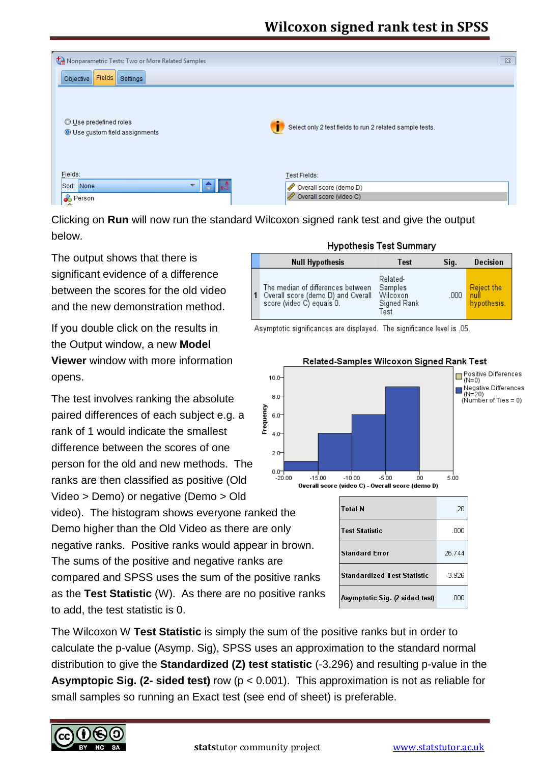Nonparametric Tests: Two or More Related Samples

Objective | Fields | Settings

- Use predefined roles
- Use custom field assignments

Select only 2 test fields to run 2 related sample tests.

Fields:

Sort: None

Person

Test Fields:

Overall score (demo D)

Overall score (video C)

Clicking on **Run** will now run the standard Wilcoxon signed rank test and give the output below.

**Hypothesis Test Summary**

| | Null Hypothesis | Test | Sig. | Decision |
|---|---|---|---|---|
| 1 | The median of differences between Overall score (demo D) and Overall score (video C) equals 0. | Related-Samples Wilcoxon Signed Rank Test | .000 | Reject the null hypothesis. |

Asymptotic significances are displayed. The significance level is .05.

The output shows that there is significant evidence of a difference between the scores for the old video and the new demonstration method.

If you double click on the results in the Output window, a new **Model Viewer** window with more information opens.

**Related-Samples Wilcoxon Signed Rank Test**

Positive Differences (N=0)
Negative Differences (N=20)
(Number of Ties = 0)

Frequency

Overall score (video C) - Overall score (demo D)

The test involves ranking the absolute paired differences of each subject e.g. a rank of 1 would indicate the smallest difference between the scores of one person for the old and new methods. The ranks are then classified as positive (Old Video > Demo) or negative (Demo > Old video). The histogram shows everyone ranked the Demo higher than the Old Video as there are only negative ranks. Positive ranks would appear in brown. The sums of the positive and negative ranks are compared and SPSS uses the sum of the positive ranks as the **Test Statistic** (W). As there are no positive ranks to add, the test statistic is 0.

| | |
|---|---|
| **Total N** | 20 |
| **Test Statistic** | .000 |
| **Standard Error** | 26.744 |
| **Standardized Test Statistic** | -3.926 |
| **Asymptotic Sig. (2-sided test)** | .000 |

The Wilcoxon W **Test Statistic** is simply the sum of the positive ranks but in order to calculate the p-value (Asymp. Sig), SPSS uses an approximation to the standard normal distribution to give the **Standardized (Z) test statistic** (-3.296) and resulting p-value in the **Asymptopic Sig. (2- sided test)** row ($p < 0.001$). This approximation is not as reliable for small samples so running an Exact test (see end of sheet) is preferable.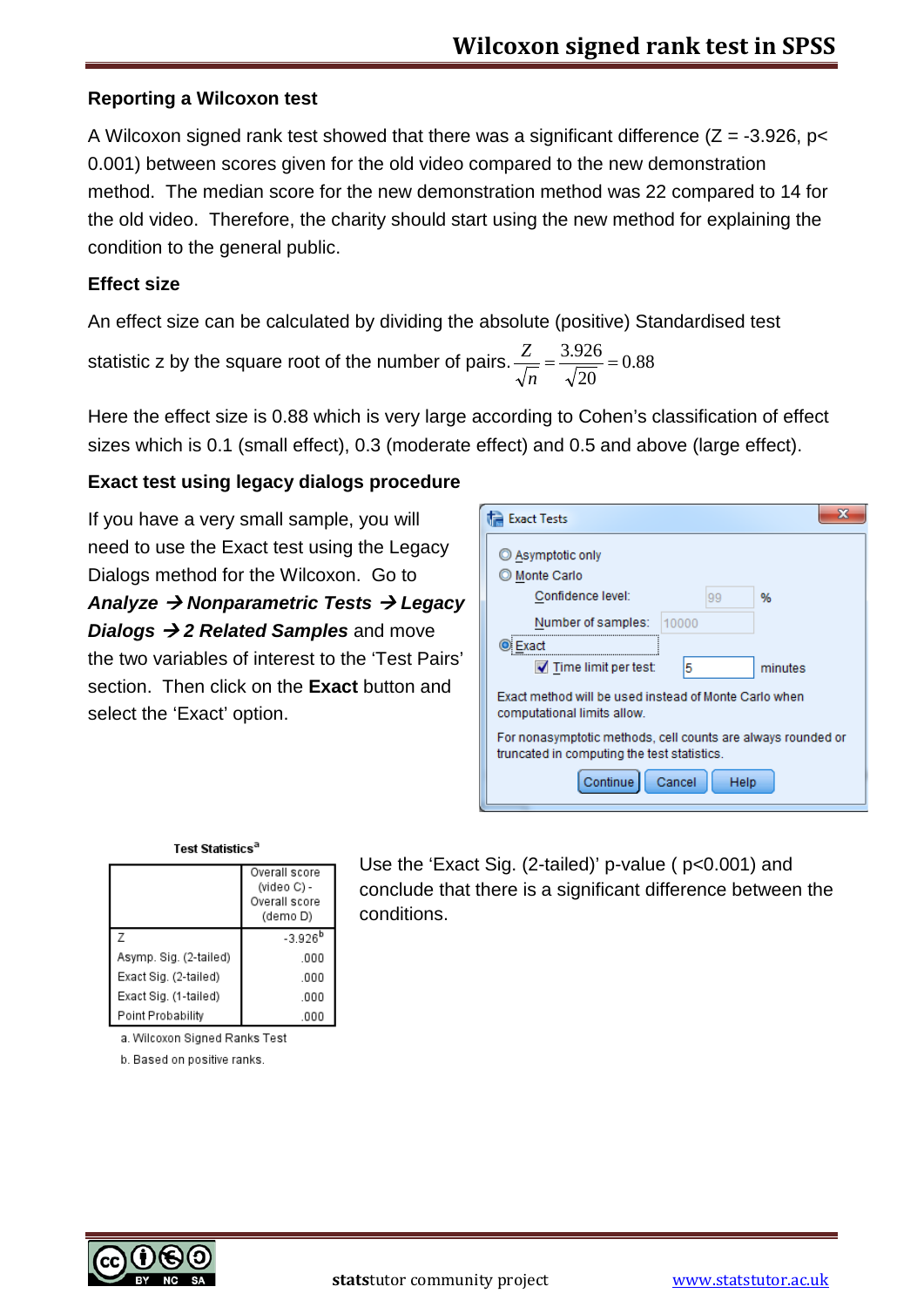### Reporting a Wilcoxon test

A Wilcoxon signed rank test showed that there was a significant difference (Z = -3.926, p< 0.001) between scores given for the old video compared to the new demonstration method. The median score for the new demonstration method was 22 compared to 14 for the old video. Therefore, the charity should start using the new method for explaining the condition to the general public.

### Effect size

An effect size can be calculated by dividing the absolute (positive) Standardised test statistic z by the square root of the number of pairs. $\frac{Z}{\sqrt{n}} = \frac{3.926}{\sqrt{20}} = 0.88$

Here the effect size is 0.88 which is very large according to Cohen's classification of effect sizes which is 0.1 (small effect), 0.3 (moderate effect) and 0.5 and above (large effect).

### Exact test using legacy dialogs procedure

If you have a very small sample, you will need to use the Exact test using the Legacy Dialogs method for the Wilcoxon. Go to ***Analyze → Nonparametric Tests → Legacy Dialogs → 2 Related Samples*** and move the two variables of interest to the 'Test Pairs' section. Then click on the **Exact** button and select the 'Exact' option.

Exact Tests

- Asymptotic only
- Monte Carlo
  - Confidence level: 99 %
  - Number of samples: 10000
- Exact
  - Time limit per test: 5 minutes

Exact method will be used instead of Monte Carlo when computational limits allow.

For nonasymptotic methods, cell counts are always rounded or truncated in computing the test statistics.

Continue Cancel Help

**Test Statistics**[a]

| | Overall score (video C) - Overall score (demo D) |
|---|---|
| Z | -3.926[b] |
| Asymp. Sig. (2-tailed) | .000 |
| Exact Sig. (2-tailed) | .000 |
| Exact Sig. (1-tailed) | .000 |
| Point Probability | .000 |

a. Wilcoxon Signed Ranks Test

b. Based on positive ranks.

Use the 'Exact Sig. (2-tailed)' p-value ( p<0.001) and conclude that there is a significant difference between the conditions.